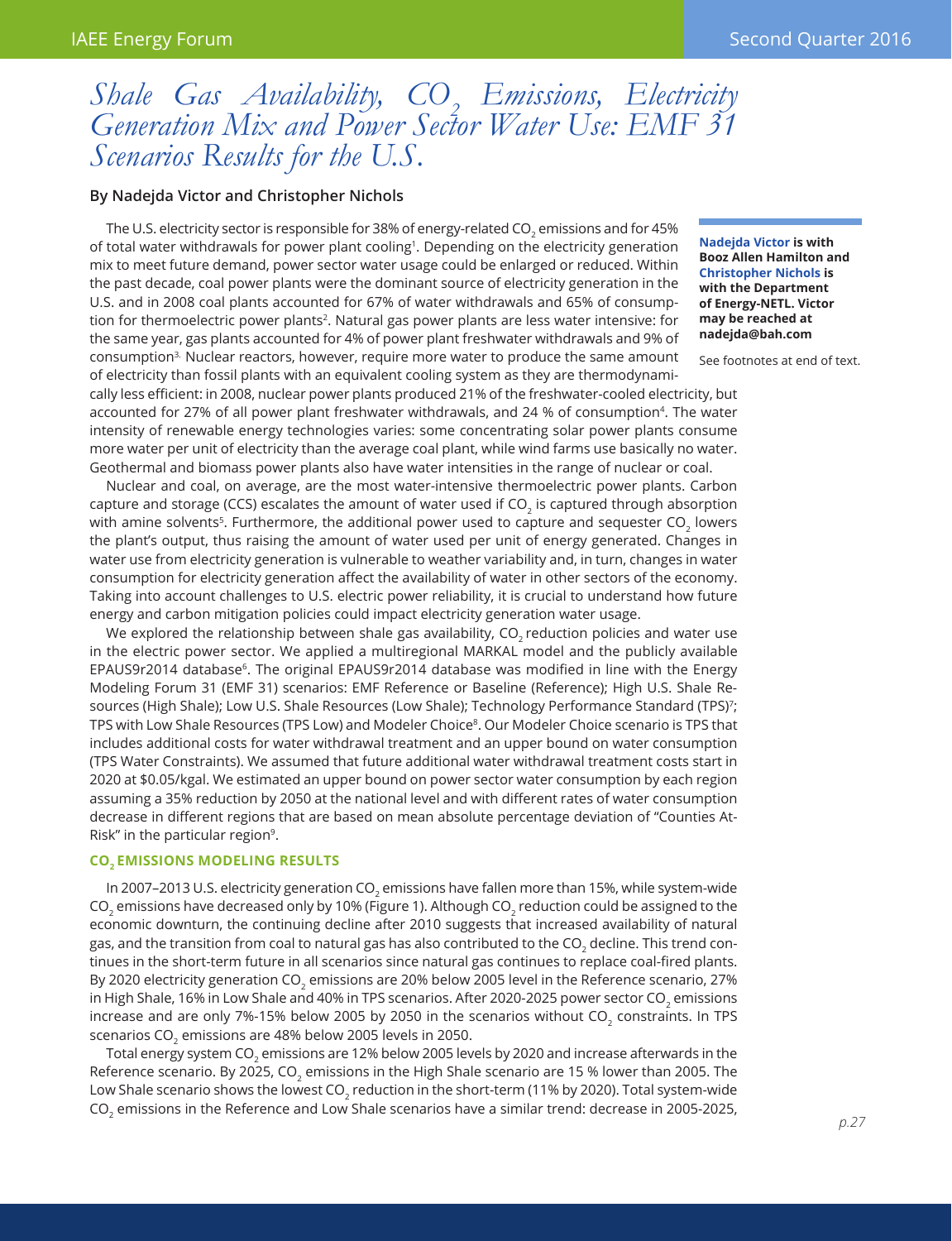# *Shale Gas Availability, $CO_2$ Emissions, Electricity Generation Mix and Power Sector Water Use: EMF 31 Scenarios Results for the U.S.*

**By Nadejda Victor and Christopher Nichols**

**Nadejda Victor** is with Booz Allen Hamilton and **Christopher Nichols** is with the Department of Energy-NETL. Victor may be reached at nadejda@bah.com

See footnotes at end of text.

The U.S. electricity sector is responsible for 38% of energy-related $CO_2$ emissions and for 45% of total water withdrawals for power plant cooling[1]. Depending on the electricity generation mix to meet future demand, power sector water usage could be enlarged or reduced. Within the past decade, coal power plants were the dominant source of electricity generation in the U.S. and in 2008 coal plants accounted for 67% of water withdrawals and 65% of consumption for thermoelectric power plants[2]. Natural gas power plants are less water intensive: for the same year, gas plants accounted for 4% of power plant freshwater withdrawals and 9% of consumption[3]. Nuclear reactors, however, require more water to produce the same amount of electricity than fossil plants with an equivalent cooling system as they are thermodynamically less efficient: in 2008, nuclear power plants produced 21% of the freshwater-cooled electricity, but accounted for 27% of all power plant freshwater withdrawals, and 24 % of consumption[4]. The water intensity of renewable energy technologies varies: some concentrating solar power plants consume more water per unit of electricity than the average coal plant, while wind farms use basically no water. Geothermal and biomass power plants also have water intensities in the range of nuclear or coal.

Nuclear and coal, on average, are the most water-intensive thermoelectric power plants. Carbon capture and storage (CCS) escalates the amount of water used if $CO_2$ is captured through absorption with amine solvents[5]. Furthermore, the additional power used to capture and sequester $CO_2$ lowers the plant's output, thus raising the amount of water used per unit of energy generated. Changes in water use from electricity generation is vulnerable to weather variability and, in turn, changes in water consumption for electricity generation affect the availability of water in other sectors of the economy. Taking into account challenges to U.S. electric power reliability, it is crucial to understand how future energy and carbon mitigation policies could impact electricity generation water usage.

We explored the relationship between shale gas availability, $CO_2$ reduction policies and water use in the electric power sector. We applied a multiregional MARKAL model and the publicly available EPAUS9r2014 database[6]. The original EPAUS9r2014 database was modified in line with the Energy Modeling Forum 31 (EMF 31) scenarios: EMF Reference or Baseline (Reference); High U.S. Shale Resources (High Shale); Low U.S. Shale Resources (Low Shale); Technology Performance Standard (TPS)[7]; TPS with Low Shale Resources (TPS Low) and Modeler Choice[8]. Our Modeler Choice scenario is TPS that includes additional costs for water withdrawal treatment and an upper bound on water consumption (TPS Water Constraints). We assumed that future additional water withdrawal treatment costs start in 2020 at \$0.05/kgal. We estimated an upper bound on power sector water consumption by each region assuming a 35% reduction by 2050 at the national level and with different rates of water consumption decrease in different regions that are based on mean absolute percentage deviation of "Counties At-Risk" in the particular region[9].

### $CO_2$ EMISSIONS MODELING RESULTS

In 2007–2013 U.S. electricity generation $CO_2$ emissions have fallen more than 15%, while system-wide $CO_2$ emissions have decreased only by 10% (Figure 1). Although $CO_2$ reduction could be assigned to the economic downturn, the continuing decline after 2010 suggests that increased availability of natural gas, and the transition from coal to natural gas has also contributed to the $CO_2$ decline. This trend continues in the short-term future in all scenarios since natural gas continues to replace coal-fired plants. By 2020 electricity generation $CO_2$ emissions are 20% below 2005 level in the Reference scenario, 27% in High Shale, 16% in Low Shale and 40% in TPS scenarios. After 2020-2025 power sector $CO_2$ emissions increase and are only 7%-15% below 2005 by 2050 in the scenarios without $CO_2$ constraints. In TPS scenarios $CO_2$ emissions are 48% below 2005 levels in 2050.

Total energy system $CO_2$ emissions are 12% below 2005 levels by 2020 and increase afterwards in the Reference scenario. By 2025, $CO_2$ emissions in the High Shale scenario are 15 % lower than 2005. The Low Shale scenario shows the lowest $CO_2$ reduction in the short-term (11% by 2020). Total system-wide $CO_2$ emissions in the Reference and Low Shale scenarios have a similar trend: decrease in 2005-2025,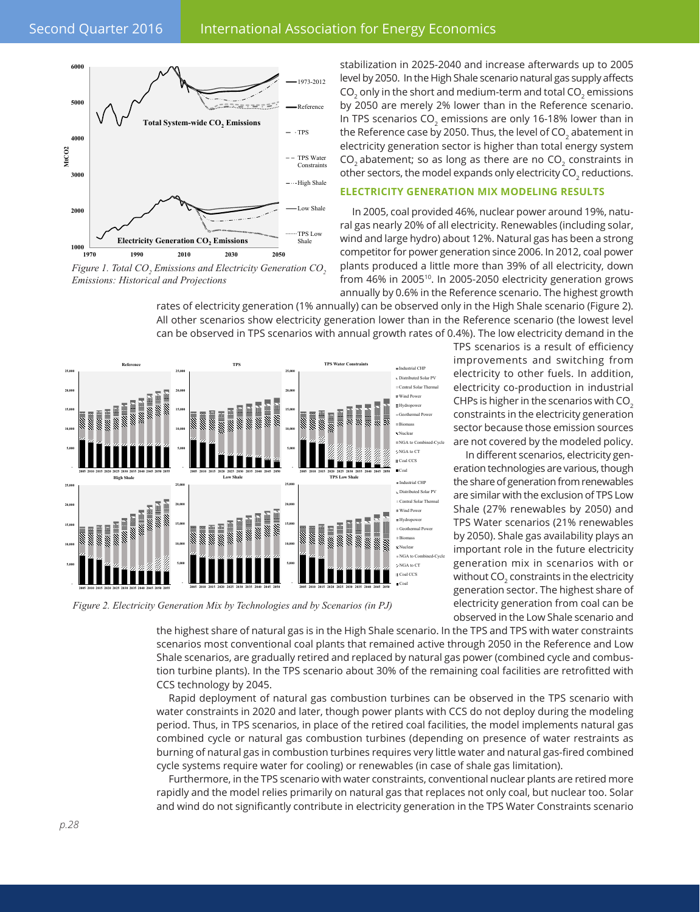*Figure 1. Total $CO_2$ Emissions and Electricity Generation $CO_2$ Emissions: Historical and Projections*

stabilization in 2025-2040 and increase afterwards up to 2005 level by 2050. In the High Shale scenario natural gas supply affects $CO_2$ only in the short and medium-term and total $CO_2$ emissions by 2050 are merely 2% lower than in the Reference scenario. In TPS scenarios $CO_2$ emissions are only 16-18% lower than in the Reference case by 2050. Thus, the level of $CO_2$ abatement in electricity generation sector is higher than total energy system $CO_2$ abatement; so as long as there are no $CO_2$ constraints in other sectors, the model expands only electricity $CO_2$ reductions.

### ELECTRICITY GENERATION MIX MODELING RESULTS

In 2005, coal provided 46%, nuclear power around 19%, natural gas nearly 20% of all electricity. Renewables (including solar, wind and large hydro) about 12%. Natural gas has been a strong competitor for power generation since 2006. In 2012, coal power plants produced a little more than 39% of all electricity, down from 46% in 2005[10]. In 2005-2050 electricity generation grows annually by 0.6% in the Reference scenario. The highest growth rates of electricity generation (1% annually) can be observed only in the High Shale scenario (Figure 2). All other scenarios show electricity generation lower than in the Reference scenario (the lowest level can be observed in TPS scenarios with annual growth rates of 0.4%). The low electricity demand in the TPS scenarios is a result of efficiency improvements and switching from electricity to other fuels. In addition, electricity co-production in industrial CHPs is higher in the scenarios with $CO_2$ constraints in the electricity generation sector because those emission sources are not covered by the modeled policy.

*Figure 2. Electricity Generation Mix by Technologies and by Scenarios (in PJ)*

In different scenarios, electricity generation technologies are various, though the share of generation from renewables are similar with the exclusion of TPS Low Shale (27% renewables by 2050) and TPS Water scenarios (21% renewables by 2050). Shale gas availability plays an important role in the future electricity generation mix in scenarios with or without $CO_2$ constraints in the electricity generation sector. The highest share of electricity generation from coal can be observed in the Low Shale scenario and the highest share of natural gas is in the High Shale scenario. In the TPS and TPS with water constraints scenarios most conventional coal plants that remained active through 2050 in the Reference and Low Shale scenarios, are gradually retired and replaced by natural gas power (combined cycle and combustion turbine plants). In the TPS scenario about 30% of the remaining coal facilities are retrofitted with CCS technology by 2045.

Rapid deployment of natural gas combustion turbines can be observed in the TPS scenario with water constraints in 2020 and later, though power plants with CCS do not deploy during the modeling period. Thus, in TPS scenarios, in place of the retired coal facilities, the model implements natural gas combined cycle or natural gas combustion turbines (depending on presence of water restraints as burning of natural gas in combustion turbines requires very little water and natural gas-fired combined cycle systems require water for cooling) or renewables (in case of shale gas limitation).

Furthermore, in the TPS scenario with water constraints, conventional nuclear plants are retired more rapidly and the model relies primarily on natural gas that replaces not only coal, but nuclear too. Solar and wind do not significantly contribute in electricity generation in the TPS Water Constraints scenario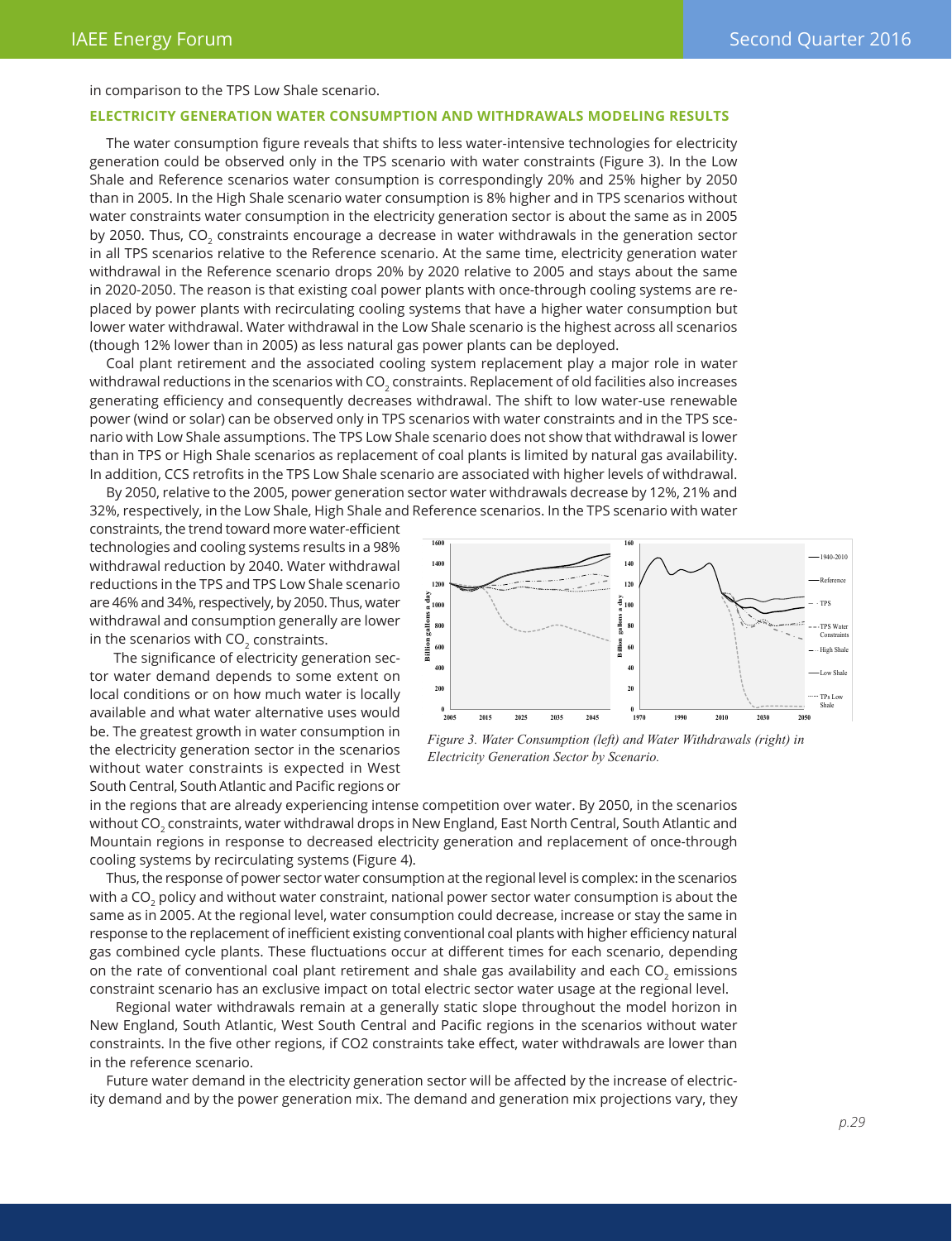in comparison to the TPS Low Shale scenario.

## ELECTRICITY GENERATION WATER CONSUMPTION AND WITHDRAWALS MODELING RESULTS

The water consumption figure reveals that shifts to less water-intensive technologies for electricity generation could be observed only in the TPS scenario with water constraints (Figure 3). In the Low Shale and Reference scenarios water consumption is correspondingly 20% and 25% higher by 2050 than in 2005. In the High Shale scenario water consumption is 8% higher and in TPS scenarios without water constraints water consumption in the electricity generation sector is about the same as in 2005 by 2050. Thus, $CO_2$ constraints encourage a decrease in water withdrawals in the generation sector in all TPS scenarios relative to the Reference scenario. At the same time, electricity generation water withdrawal in the Reference scenario drops 20% by 2020 relative to 2005 and stays about the same in 2020-2050. The reason is that existing coal power plants with once-through cooling systems are replaced by power plants with recirculating cooling systems that have a higher water consumption but lower water withdrawal. Water withdrawal in the Low Shale scenario is the highest across all scenarios (though 12% lower than in 2005) as less natural gas power plants can be deployed.

Coal plant retirement and the associated cooling system replacement play a major role in water withdrawal reductions in the scenarios with $CO_2$ constraints. Replacement of old facilities also increases generating efficiency and consequently decreases withdrawal. The shift to low water-use renewable power (wind or solar) can be observed only in TPS scenarios with water constraints and in the TPS scenario with Low Shale assumptions. The TPS Low Shale scenario does not show that withdrawal is lower than in TPS or High Shale scenarios as replacement of coal plants is limited by natural gas availability. In addition, CCS retrofits in the TPS Low Shale scenario are associated with higher levels of withdrawal.

By 2050, relative to the 2005, power generation sector water withdrawals decrease by 12%, 21% and 32%, respectively, in the Low Shale, High Shale and Reference scenarios. In the TPS scenario with water constraints, the trend toward more water-efficient technologies and cooling systems results in a 98% withdrawal reduction by 2040. Water withdrawal reductions in the TPS and TPS Low Shale scenario are 46% and 34%, respectively, by 2050. Thus, water withdrawal and consumption generally are lower in the scenarios with $CO_2$ constraints.

The significance of electricity generation sector water demand depends to some extent on local conditions or on how much water is locally available and what water alternative uses would be. The greatest growth in water consumption in the electricity generation sector in the scenarios without water constraints is expected in West South Central, South Atlantic and Pacific regions or in the regions that are already experiencing intense competition over water. By 2050, in the scenarios without $CO_2$ constraints, water withdrawal drops in New England, East North Central, South Atlantic and Mountain regions in response to decreased electricity generation and replacement of once-through cooling systems by recirculating systems (Figure 4).

*Figure 3. Water Consumption (left) and Water Withdrawals (right) in Electricity Generation Sector by Scenario.*

Thus, the response of power sector water consumption at the regional level is complex: in the scenarios with a $CO_2$ policy and without water constraint, national power sector water consumption is about the same as in 2005. At the regional level, water consumption could decrease, increase or stay the same in response to the replacement of inefficient existing conventional coal plants with higher efficiency natural gas combined cycle plants. These fluctuations occur at different times for each scenario, depending on the rate of conventional coal plant retirement and shale gas availability and each $CO_2$ emissions constraint scenario has an exclusive impact on total electric sector water usage at the regional level.

Regional water withdrawals remain at a generally static slope throughout the model horizon in New England, South Atlantic, West South Central and Pacific regions in the scenarios without water constraints. In the five other regions, if CO2 constraints take effect, water withdrawals are lower than in the reference scenario.

Future water demand in the electricity generation sector will be affected by the increase of electricity demand and by the power generation mix. The demand and generation mix projections vary, they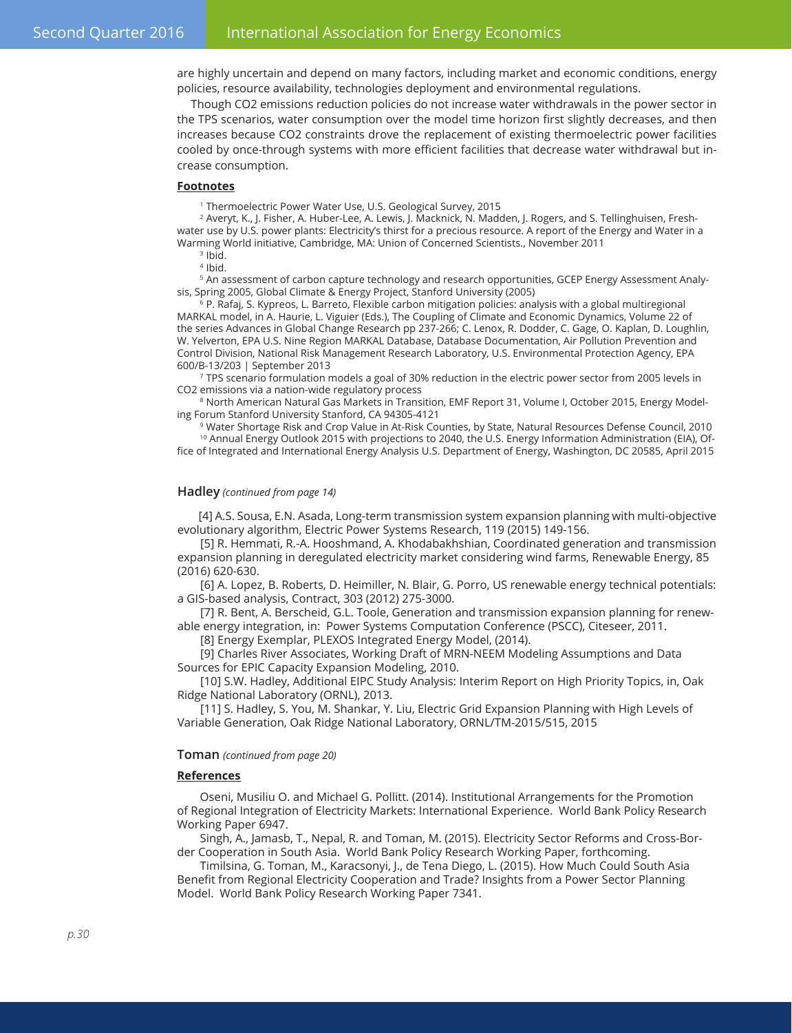are highly uncertain and depend on many factors, including market and economic conditions, energy policies, resource availability, technologies deployment and environmental regulations.

Though CO2 emissions reduction policies do not increase water withdrawals in the power sector in the TPS scenarios, water consumption over the model time horizon first slightly decreases, and then increases because CO2 constraints drove the replacement of existing thermoelectric power facilities cooled by once-through systems with more efficient facilities that decrease water withdrawal but increase consumption.

**Footnotes**

[1] Thermoelectric Power Water Use, U.S. Geological Survey, 2015

[2] Averyt, K., J. Fisher, A. Huber-Lee, A. Lewis, J. Macknick, N. Madden, J. Rogers, and S. Tellinghuisen, Freshwater use by U.S. power plants: Electricity's thirst for a precious resource. A report of the Energy and Water in a Warming World initiative, Cambridge, MA: Union of Concerned Scientists., November 2011

[3] Ibid.

[4] Ibid.

[5] An assessment of carbon capture technology and research opportunities, GCEP Energy Assessment Analysis, Spring 2005, Global Climate & Energy Project, Stanford University (2005)

[6] P. Rafaj, S. Kypreos, L. Barreto, Flexible carbon mitigation policies: analysis with a global multiregional MARKAL model, in A. Haurie, L. Viguier (Eds.), The Coupling of Climate and Economic Dynamics, Volume 22 of the series Advances in Global Change Research pp 237-266; C. Lenox, R. Dodder, C. Gage, O. Kaplan, D. Loughlin, W. Yelverton, EPA U.S. Nine Region MARKAL Database, Database Documentation, Air Pollution Prevention and Control Division, National Risk Management Research Laboratory, U.S. Environmental Protection Agency, EPA 600/B-13/203 | September 2013

[7] TPS scenario formulation models a goal of 30% reduction in the electric power sector from 2005 levels in CO2 emissions via a nation-wide regulatory process

[8] North American Natural Gas Markets in Transition, EMF Report 31, Volume I, October 2015, Energy Modeling Forum Stanford University Stanford, CA 94305-4121

[9] Water Shortage Risk and Crop Value in At-Risk Counties, by State, Natural Resources Defense Council, 2010

[10] Annual Energy Outlook 2015 with projections to 2040, the U.S. Energy Information Administration (EIA), Office of Integrated and International Energy Analysis U.S. Department of Energy, Washington, DC 20585, April 2015

## Hadley *(continued from page 14)*

[4] A.S. Sousa, E.N. Asada, Long-term transmission system expansion planning with multi-objective evolutionary algorithm, Electric Power Systems Research, 119 (2015) 149-156.

[5] R. Hemmati, R.-A. Hooshmand, A. Khodabakhshian, Coordinated generation and transmission expansion planning in deregulated electricity market considering wind farms, Renewable Energy, 85 (2016) 620-630.

[6] A. Lopez, B. Roberts, D. Heimiller, N. Blair, G. Porro, US renewable energy technical potentials: a GIS-based analysis, Contract, 303 (2012) 275-3000.

[7] R. Bent, A. Berscheid, G.L. Toole, Generation and transmission expansion planning for renewable energy integration, in: Power Systems Computation Conference (PSCC), Citeseer, 2011.

[8] Energy Exemplar, PLEXOS Integrated Energy Model, (2014).

[9] Charles River Associates, Working Draft of MRN-NEEM Modeling Assumptions and Data Sources for EPIC Capacity Expansion Modeling, 2010.

[10] S.W. Hadley, Additional EIPC Study Analysis: Interim Report on High Priority Topics, in, Oak Ridge National Laboratory (ORNL), 2013.

[11] S. Hadley, S. You, M. Shankar, Y. Liu, Electric Grid Expansion Planning with High Levels of Variable Generation, Oak Ridge National Laboratory, ORNL/TM-2015/515, 2015

## Toman *(continued from page 20)*

**References**

Oseni, Musiliu O. and Michael G. Pollitt. (2014). Institutional Arrangements for the Promotion of Regional Integration of Electricity Markets: International Experience. World Bank Policy Research Working Paper 6947.

Singh, A., Jamasb, T., Nepal, R. and Toman, M. (2015). Electricity Sector Reforms and Cross-Border Cooperation in South Asia. World Bank Policy Research Working Paper, forthcoming.

Timilsina, G. Toman, M., Karacsonyi, J., de Tena Diego, L. (2015). How Much Could South Asia Benefit from Regional Electricity Cooperation and Trade? Insights from a Power Sector Planning Model. World Bank Policy Research Working Paper 7341.